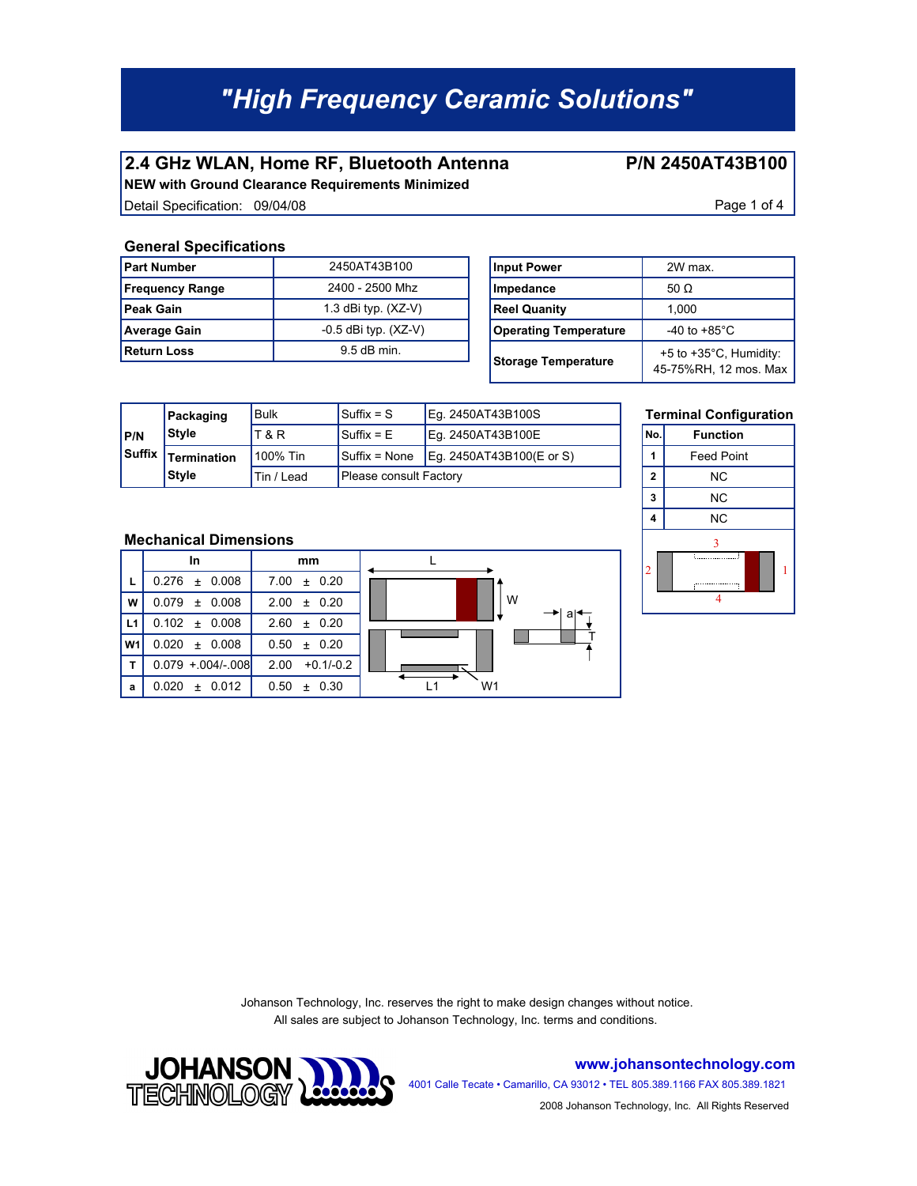# "High Frequency Ceramic Solutions"

## 2.4 GHz WLAN, Home RF, Bluetooth Antenna

**P/N 2450AT43B100**

**NEW with Ground Clearance Requirements Minimized**

Detail Specification: 09/04/08

### General Specifications

| Part Number | 2450AT43B100 |
|---|---|
| Frequency Range | 2400 - 2500 Mhz |
| Peak Gain | 1.3 dBi typ. (XZ-V) |
| Average Gain | -0.5 dBi typ. (XZ-V) |
| Return Loss | 9.5 dB min. |

| Input Power | 2W max. |
|---|---|
| Impedance | 50 Ω |
| Reel Quanity | 1,000 |
| Operating Temperature | -40 to +85°C |
| Storage Temperature | +5 to +35°C, Humidity: 45-75%RH, 12 mos. Max |

| P/N Suffix | | | | |
|---|---|---|---|---|
| | Packaging Style | Bulk | Suffix = S | Eg. 2450AT43B100S |
| | | T & R | Suffix = E | Eg. 2450AT43B100E |
| | Termination Style | 100% Tin | Suffix = None | Eg. 2450AT43B100(E or S) |
| | | Tin / Lead | Please consult Factory | |

### Terminal Configuration

| No. | Function |
|---|---|
| 1 | Feed Point |
| 2 | NC |
| 3 | NC |
| 4 | NC |

### Mechanical Dimensions

| | In | mm |
|---|---|---|
| L | 0.276 ± 0.008 | 7.00 ± 0.20 |
| W | 0.079 ± 0.008 | 2.00 ± 0.20 |
| L1 | 0.102 ± 0.008 | 2.60 ± 0.20 |
| W1 | 0.020 ± 0.008 | 0.50 ± 0.20 |
| T | 0.079 +.004/-.008 | 2.00 +0.1/-0.2 |
| a | 0.020 ± 0.012 | 0.50 ± 0.30 |

Johanson Technology, Inc. reserves the right to make design changes without notice.
All sales are subject to Johanson Technology, Inc. terms and conditions.

JOHANSON TECHNOLOGY

www.johansontechnology.com

4001 Calle Tecate • Camarillo, CA 93012 • TEL 805.389.1166 FAX 805.389.1821

2008 Johanson Technology, Inc. All Rights Reserved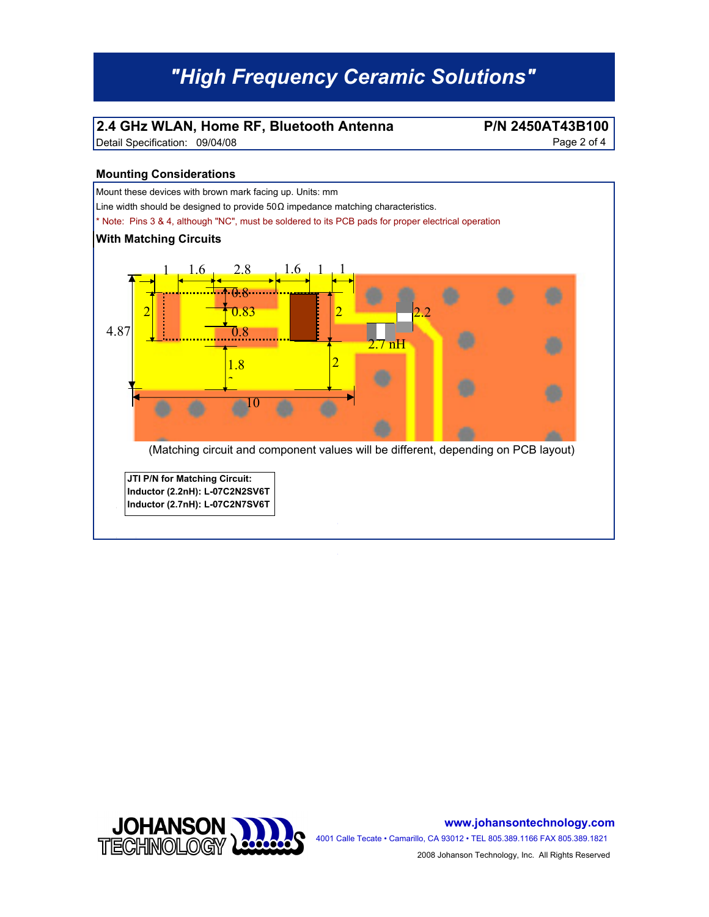## 2.4 GHz WLAN, Home RF, Bluetooth Antenna

**P/N 2450AT43B100**

Detail Specification: 09/04/08

### Mounting Considerations

Mount these devices with brown mark facing up. Units: mm

Line width should be designed to provide 50Ω impedance matching characteristics.

* Note: Pins 3 & 4, although "NC", must be soldered to its PCB pads for proper electrical operation

### With Matching Circuits

(Matching circuit and component values will be different, depending on PCB layout)

| JTI P/N for Matching Circuit: |
|---|
| Inductor (2.2nH): L-07C2N2SV6T |
| Inductor (2.7nH): L-07C2N7SV6T |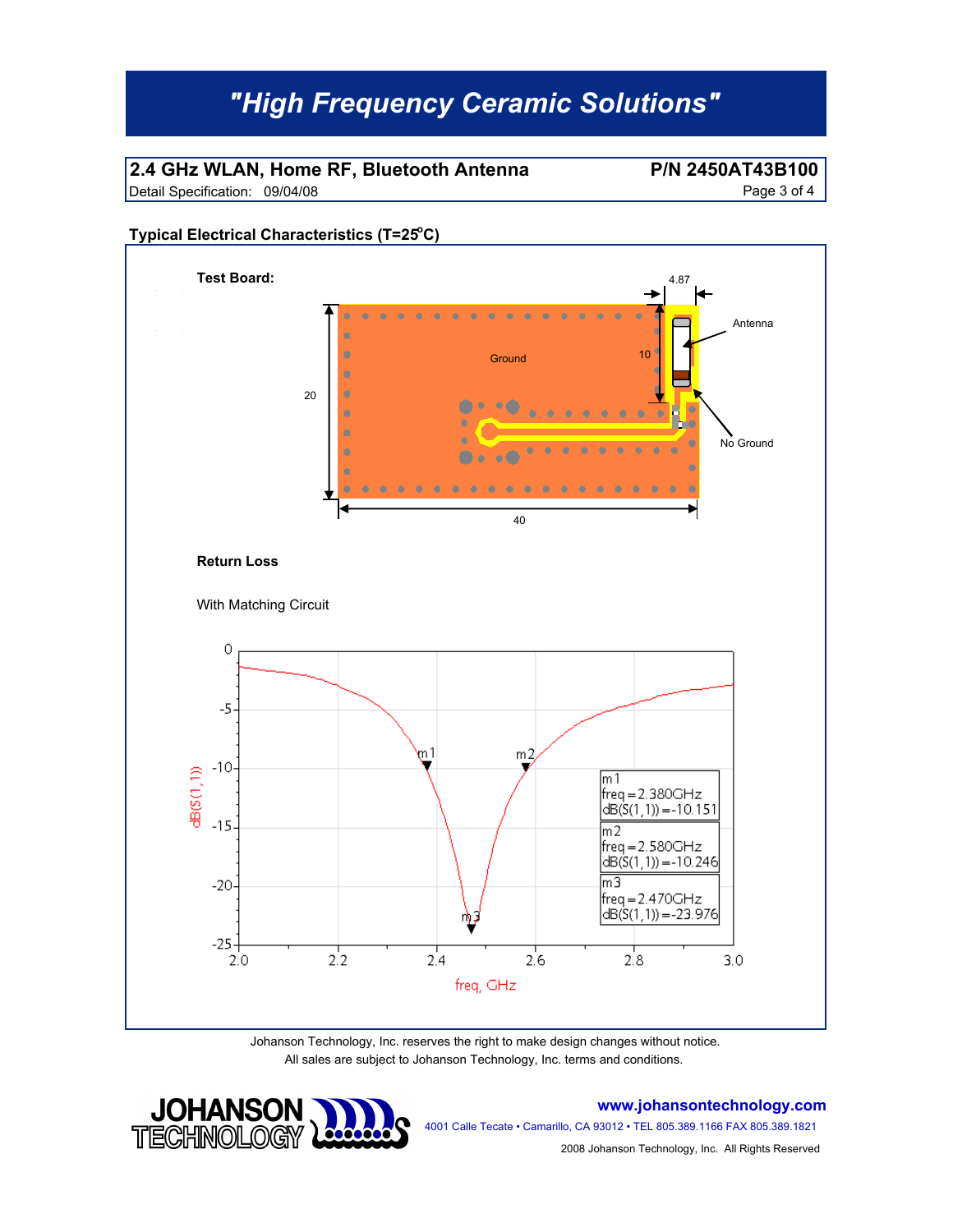# "High Frequency Ceramic Solutions"

**2.4 GHz WLAN, Home RF, Bluetooth Antenna** — **P/N 2450AT43B100**

Detail Specification: 09/04/08

## Typical Electrical Characteristics (T=25°C)

**Test Board:**

4.87

Antenna

Ground

10

20

No Ground

40

**Return Loss**

With Matching Circuit

m1
freq=2.380GHz
dB(S(1,1))=-10.151

m2
freq=2.580GHz
dB(S(1,1))=-10.246

m3
freq=2.470GHz
dB(S(1,1))=-23.976

dB(S(1,1))

freq, GHz

Johanson Technology, Inc. reserves the right to make design changes without notice.
All sales are subject to Johanson Technology, Inc. terms and conditions.

JOHANSON TECHNOLOGY

www.johansontechnology.com

4001 Calle Tecate • Camarillo, CA 93012 • TEL 805.389.1166 FAX 805.389.1821

2008 Johanson Technology, Inc. All Rights Reserved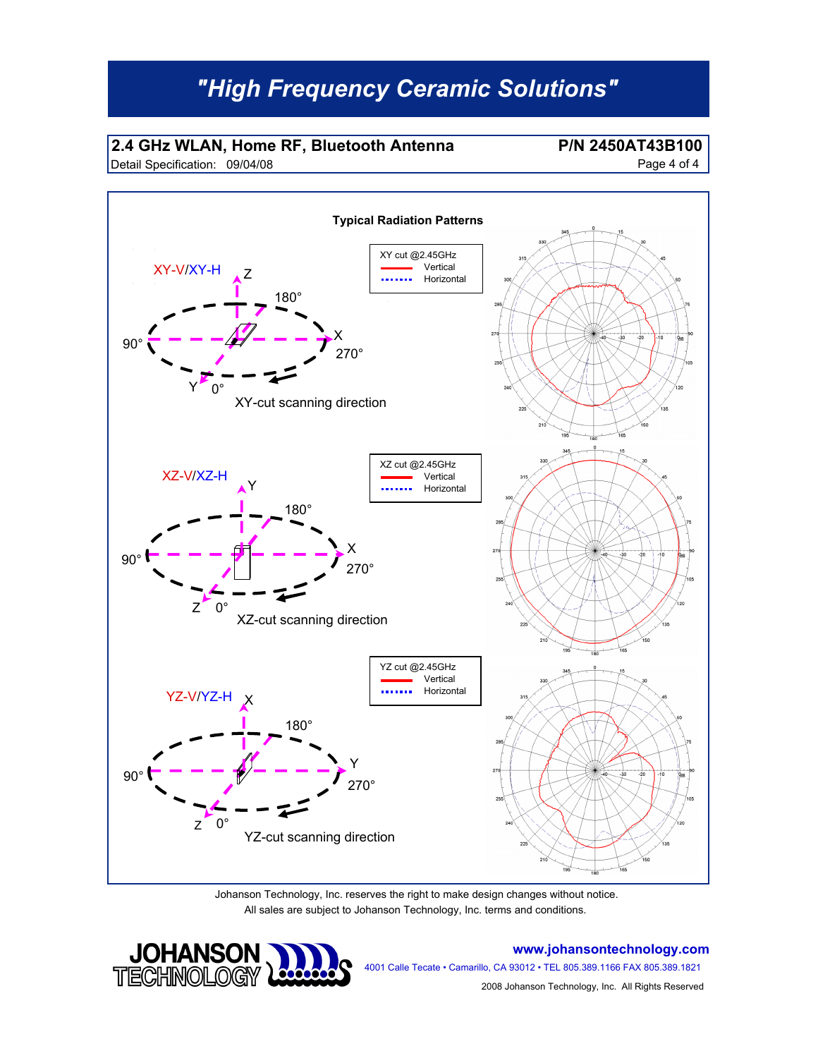## 2.4 GHz WLAN, Home RF, Bluetooth Antenna

**P/N 2450AT43B100**

Detail Specification: 09/04/08

### Typical Radiation Patterns

XY-V/XY-H

Z
180°
90°
X
270°
Y
0°

XY-cut scanning direction

XY cut @2.45GHz
Vertical
Horizontal

XZ-V/XZ-H

Y
180°
90°
X
270°
Z
0°

XZ-cut scanning direction

XZ cut @2.45GHz
Vertical
Horizontal

YZ-V/YZ-H

X
180°
90°
Y
270°
Z
0°

YZ-cut scanning direction

YZ cut @2.45GHz
Vertical
Horizontal

Johanson Technology, Inc. reserves the right to make design changes without notice.
All sales are subject to Johanson Technology, Inc. terms and conditions.

JOHANSON TECHNOLOGY

www.johansontechnology.com

4001 Calle Tecate • Camarillo, CA 93012 • TEL 805.389.1166 FAX 805.389.1821

2008 Johanson Technology, Inc. All Rights Reserved